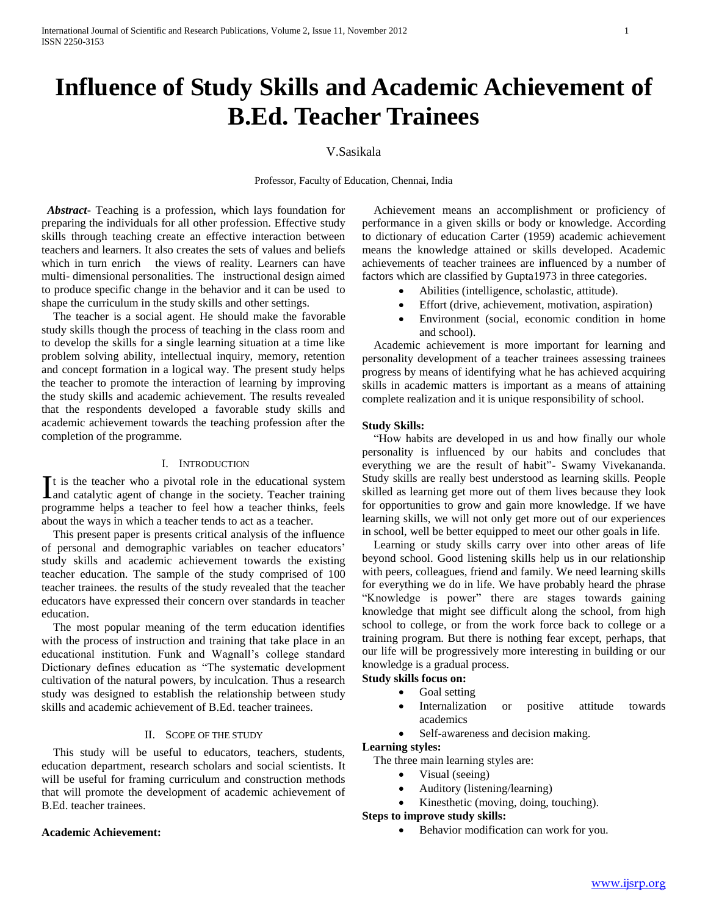# Influence of Study Skills and Academic Achievement of B.Ed. Teacher Trainees

V.Sasikala

Professor, Faculty of Education, Chennai, India

***Abstract***- Teaching is a profession, which lays foundation for preparing the individuals for all other profession. Effective study skills through teaching create an effective interaction between teachers and learners. It also creates the sets of values and beliefs which in turn enrich the views of reality. Learners can have multi- dimensional personalities. The instructional design aimed to produce specific change in the behavior and it can be used to shape the curriculum in the study skills and other settings.

The teacher is a social agent. He should make the favorable study skills though the process of teaching in the class room and to develop the skills for a single learning situation at a time like problem solving ability, intellectual inquiry, memory, retention and concept formation in a logical way. The present study helps the teacher to promote the interaction of learning by improving the study skills and academic achievement. The results revealed that the respondents developed a favorable study skills and academic achievement towards the teaching profession after the completion of the programme.

## I. Introduction

It is the teacher who a pivotal role in the educational system and catalytic agent of change in the society. Teacher training programme helps a teacher to feel how a teacher thinks, feels about the ways in which a teacher tends to act as a teacher.

This present paper is presents critical analysis of the influence of personal and demographic variables on teacher educators' study skills and academic achievement towards the existing teacher education. The sample of the study comprised of 100 teacher trainees. the results of the study revealed that the teacher educators have expressed their concern over standards in teacher education.

The most popular meaning of the term education identifies with the process of instruction and training that take place in an educational institution. Funk and Wagnall's college standard Dictionary defines education as "The systematic development cultivation of the natural powers, by inculcation. Thus a research study was designed to establish the relationship between study skills and academic achievement of B.Ed. teacher trainees.

## II. Scope of the Study

This study will be useful to educators, teachers, students, education department, research scholars and social scientists. It will be useful for framing curriculum and construction methods that will promote the development of academic achievement of B.Ed. teacher trainees.

**Academic Achievement:**

Achievement means an accomplishment or proficiency of performance in a given skills or body or knowledge. According to dictionary of education Carter (1959) academic achievement means the knowledge attained or skills developed. Academic achievements of teacher trainees are influenced by a number of factors which are classified by Gupta1973 in three categories.

- Abilities (intelligence, scholastic, attitude).
- Effort (drive, achievement, motivation, aspiration)
- Environment (social, economic condition in home and school).

Academic achievement is more important for learning and personality development of a teacher trainees assessing trainees progress by means of identifying what he has achieved acquiring skills in academic matters is important as a means of attaining complete realization and it is unique responsibility of school.

**Study Skills:**

"How habits are developed in us and how finally our whole personality is influenced by our habits and concludes that everything we are the result of habit"- Swamy Vivekananda. Study skills are really best understood as learning skills. People skilled as learning get more out of them lives because they look for opportunities to grow and gain more knowledge. If we have learning skills, we will not only get more out of our experiences in school, well be better equipped to meet our other goals in life.

Learning or study skills carry over into other areas of life beyond school. Good listening skills help us in our relationship with peers, colleagues, friend and family. We need learning skills for everything we do in life. We have probably heard the phrase "Knowledge is power" there are stages towards gaining knowledge that might see difficult along the school, from high school to college, or from the work force back to college or a training program. But there is nothing fear except, perhaps, that our life will be progressively more interesting in building or our knowledge is a gradual process.

**Study skills focus on:**

- Goal setting
- Internalization or positive attitude towards academics
- Self-awareness and decision making.

**Learning styles:**

The three main learning styles are:

- Visual (seeing)
- Auditory (listening/learning)
- Kinesthetic (moving, doing, touching).

**Steps to improve study skills:**

- Behavior modification can work for you.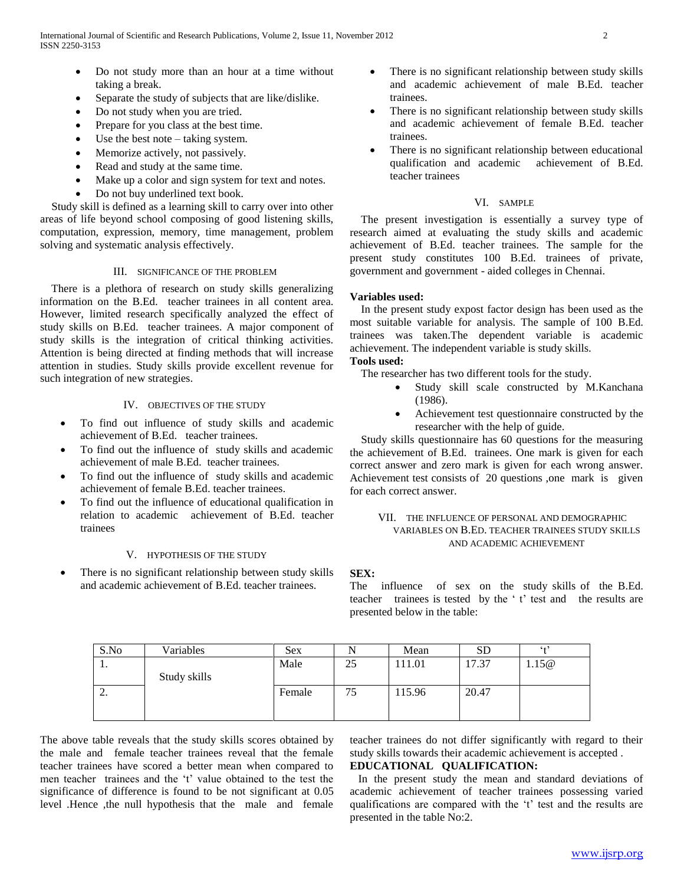- Do not study more than an hour at a time without taking a break.
- Separate the study of subjects that are like/dislike.
- Do not study when you are tried.
- Prepare for you class at the best time.
- Use the best note – taking system.
- Memorize actively, not passively.
- Read and study at the same time.
- Make up a color and sign system for text and notes.
- Do not buy underlined text book.

Study skill is defined as a learning skill to carry over into other areas of life beyond school composing of good listening skills, computation, expression, memory, time management, problem solving and systematic analysis effectively.

## III. SIGNIFICANCE OF THE PROBLEM

There is a plethora of research on study skills generalizing information on the B.Ed. teacher trainees in all content area. However, limited research specifically analyzed the effect of study skills on B.Ed. teacher trainees. A major component of study skills is the integration of critical thinking activities. Attention is being directed at finding methods that will increase attention in studies. Study skills provide excellent revenue for such integration of new strategies.

## IV. OBJECTIVES OF THE STUDY

- To find out influence of study skills and academic achievement of B.Ed. teacher trainees.
- To find out the influence of study skills and academic achievement of male B.Ed. teacher trainees.
- To find out the influence of study skills and academic achievement of female B.Ed. teacher trainees.
- To find out the influence of educational qualification in relation to academic achievement of B.Ed. teacher trainees

## V. HYPOTHESIS OF THE STUDY

- There is no significant relationship between study skills and academic achievement of B.Ed. teacher trainees.
- There is no significant relationship between study skills and academic achievement of male B.Ed. teacher trainees.
- There is no significant relationship between study skills and academic achievement of female B.Ed. teacher trainees.
- There is no significant relationship between educational qualification and academic achievement of B.Ed. teacher trainees

## VI. SAMPLE

The present investigation is essentially a survey type of research aimed at evaluating the study skills and academic achievement of B.Ed. teacher trainees. The sample for the present study constitutes 100 B.Ed. trainees of private, government and government - aided colleges in Chennai.

**Variables used:**

In the present study expost factor design has been used as the most suitable variable for analysis. The sample of 100 B.Ed. trainees was taken.The dependent variable is academic achievement. The independent variable is study skills.

**Tools used:**

The researcher has two different tools for the study.

- Study skill scale constructed by M.Kanchana (1986).
- Achievement test questionnaire constructed by the researcher with the help of guide.

Study skills questionnaire has 60 questions for the measuring the achievement of B.Ed. trainees. One mark is given for each correct answer and zero mark is given for each wrong answer. Achievement test consists of 20 questions ,one mark is given for each correct answer.

## VII. THE INFLUENCE OF PERSONAL AND DEMOGRAPHIC VARIABLES ON B.ED. TEACHER TRAINEES STUDY SKILLS AND ACADEMIC ACHIEVEMENT

**SEX:**

The influence of sex on the study skills of the B.Ed. teacher trainees is tested by the ' t' test and the results are presented below in the table:

| S.No | Variables | Sex | N | Mean | SD | 't' |
|---|---|---|---|---|---|---|
| 1. | Study skills | Male | 25 | 111.01 | 17.37 | 1.15@ |
| 2. | | Female | 75 | 115.96 | 20.47 | |

The above table reveals that the study skills scores obtained by the male and female teacher trainees reveal that the female teacher trainees have scored a better mean when compared to men teacher trainees and the 't' value obtained to the test the significance of difference is found to be not significant at 0.05 level .Hence ,the null hypothesis that the male and female teacher trainees do not differ significantly with regard to their study skills towards their academic achievement is accepted .

**EDUCATIONAL QUALIFICATION:**

In the present study the mean and standard deviations of academic achievement of teacher trainees possessing varied qualifications are compared with the 't' test and the results are presented in the table No:2.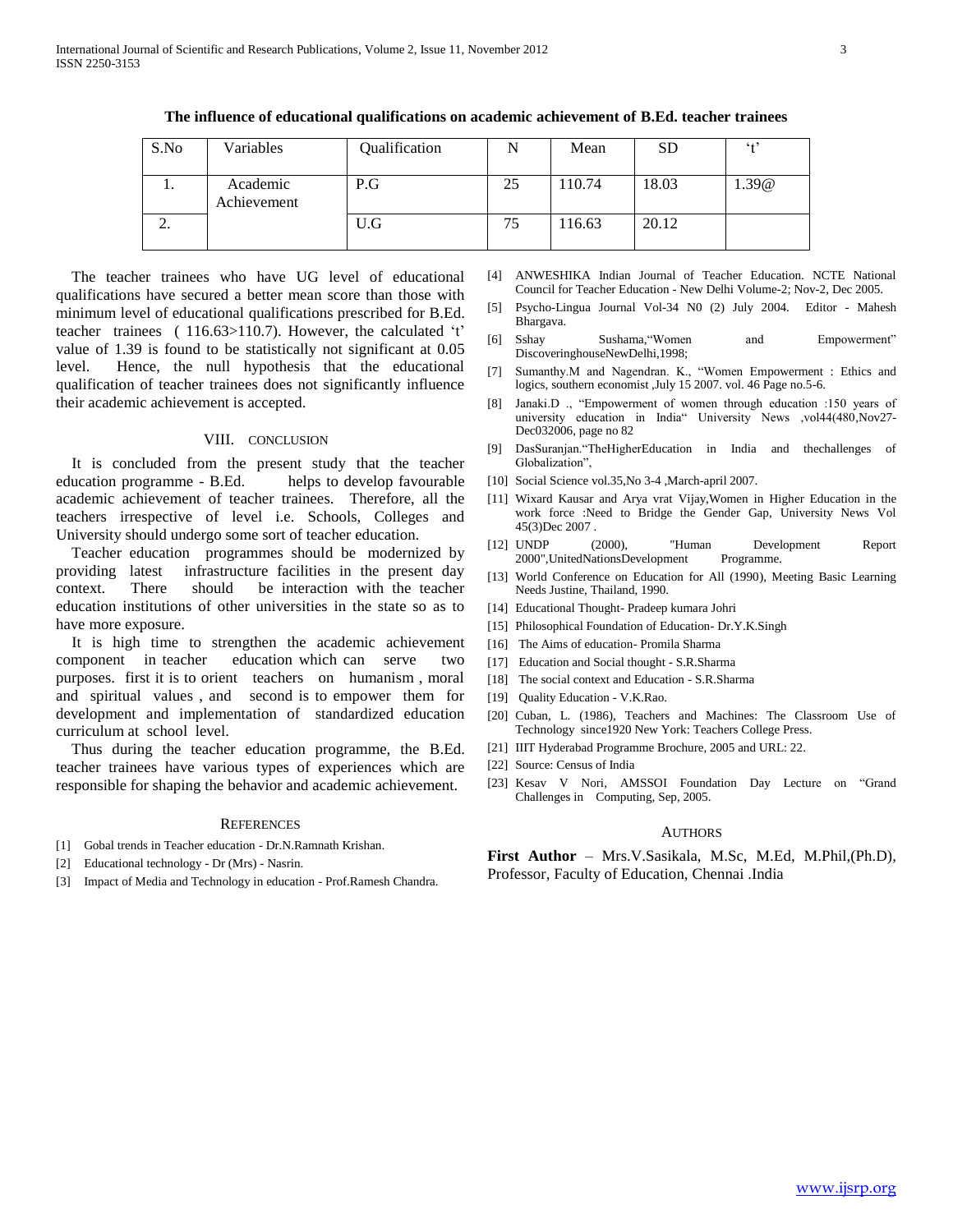**The influence of educational qualifications on academic achievement of B.Ed. teacher trainees**

| S.No | Variables | Qualification | N | Mean | SD | 't' |
|---|---|---|---|---|---|---|
| 1. | Academic Achievement | P.G | 25 | 110.74 | 18.03 | 1.39@ |
| 2. | | U.G | 75 | 116.63 | 20.12 | |

The teacher trainees who have UG level of educational qualifications have secured a better mean score than those with minimum level of educational qualifications prescribed for B.Ed. teacher trainees ( 116.63>110.7). However, the calculated 't' value of 1.39 is found to be statistically not significant at 0.05 level. Hence, the null hypothesis that the educational qualification of teacher trainees does not significantly influence their academic achievement is accepted.

## VIII. CONCLUSION

It is concluded from the present study that the teacher education programme - B.Ed. helps to develop favourable academic achievement of teacher trainees. Therefore, all the teachers irrespective of level i.e. Schools, Colleges and University should undergo some sort of teacher education.

Teacher education programmes should be modernized by providing latest infrastructure facilities in the present day context. There should be interaction with the teacher education institutions of other universities in the state so as to have more exposure.

It is high time to strengthen the academic achievement component in teacher education which can serve two purposes. first it is to orient teachers on humanism , moral and spiritual values , and second is to empower them for development and implementation of standardized education curriculum at school level.

Thus during the teacher education programme, the B.Ed. teacher trainees have various types of experiences which are responsible for shaping the behavior and academic achievement.

## REFERENCES

[1] Gobal trends in Teacher education - Dr.N.Ramnath Krishan.

[2] Educational technology - Dr (Mrs) - Nasrin.

[3] Impact of Media and Technology in education - Prof.Ramesh Chandra.

[4] ANWESHIKA Indian Journal of Teacher Education. NCTE National Council for Teacher Education - New Delhi Volume-2; Nov-2, Dec 2005.

[5] Psycho-Lingua Journal Vol-34 N0 (2) July 2004. Editor - Mahesh Bhargava.

[6] Sshay Sushama,"Women and Empowerment" DiscoveringhouseNewDelhi,1998;

[7] Sumanthy.M and Nagendran. K., "Women Empowerment : Ethics and logics, southern economist ,July 15 2007. vol. 46 Page no.5-6.

[8] Janaki.D ., "Empowerment of women through education :150 years of university education in India" University News ,vol44(480,Nov27-Dec032006, page no 82

[9] DasSuranjan."TheHigherEducation in India and thechallenges of Globalization",

[10] Social Science vol.35,No 3-4 ,March-april 2007.

[11] Wixard Kausar and Arya vrat Vijay,Women in Higher Education in the work force :Need to Bridge the Gender Gap, University News Vol 45(3)Dec 2007 .

[12] UNDP (2000), "Human Development Report 2000",UnitedNationsDevelopment Programme.

[13] World Conference on Education for All (1990), Meeting Basic Learning Needs Justine, Thailand, 1990.

[14] Educational Thought- Pradeep kumara Johri

[15] Philosophical Foundation of Education- Dr.Y.K.Singh

[16] The Aims of education- Promila Sharma

[17] Education and Social thought - S.R.Sharma

[18] The social context and Education - S.R.Sharma

[19] Quality Education - V.K.Rao.

[20] Cuban, L. (1986), Teachers and Machines: The Classroom Use of Technology since1920 New York: Teachers College Press.

[21] IIIT Hyderabad Programme Brochure, 2005 and URL: 22.

[22] Source: Census of India

[23] Kesav V Nori, AMSSOI Foundation Day Lecture on "Grand Challenges in Computing, Sep, 2005.

## AUTHORS

**First Author** – Mrs.V.Sasikala, M.Sc, M.Ed, M.Phil,(Ph.D), Professor, Faculty of Education, Chennai .India